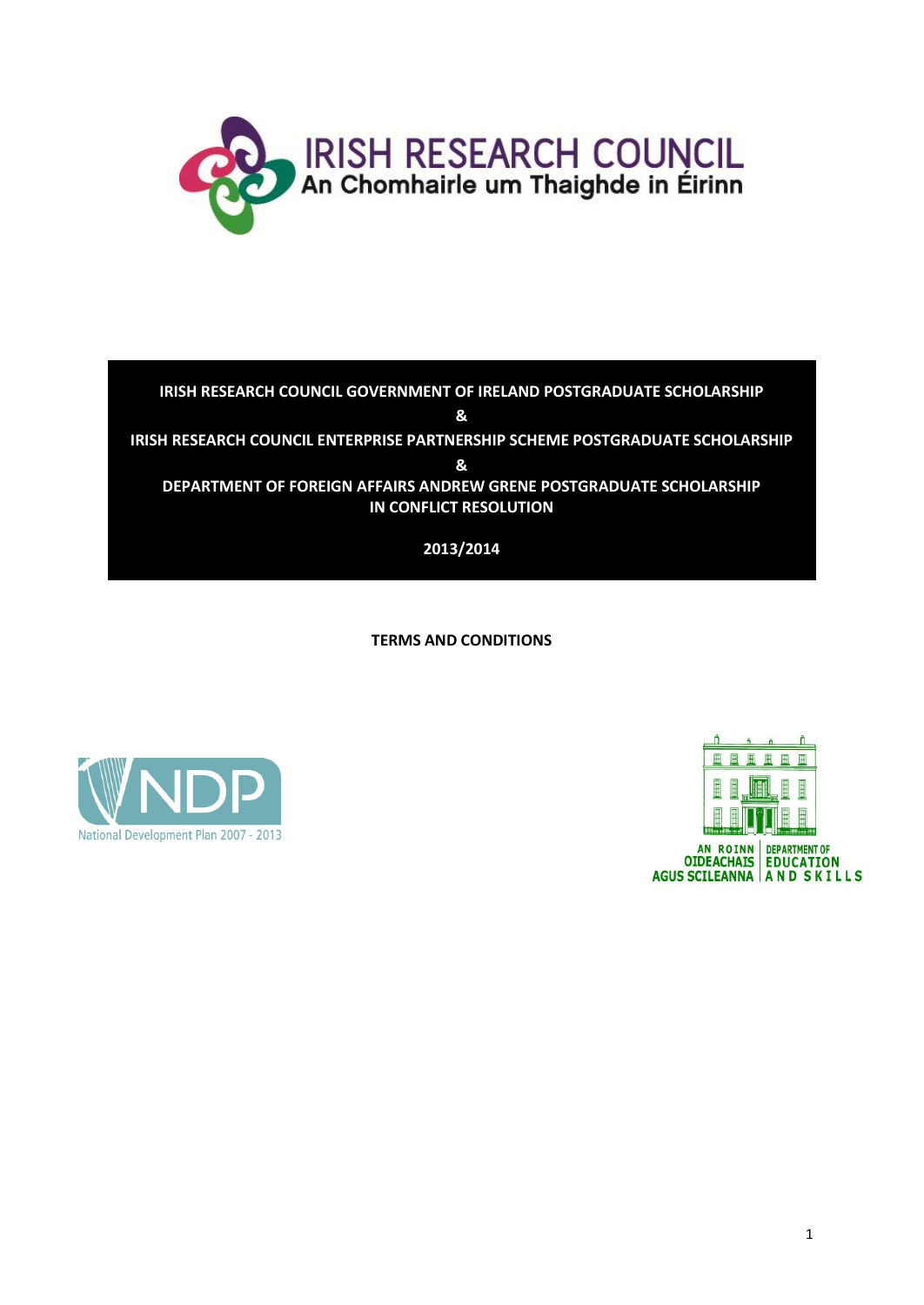IRISH RESEARCH COUNCIL
An Chomhairle um Thaighde in Éirinn

# IRISH RESEARCH COUNCIL GOVERNMENT OF IRELAND POSTGRADUATE SCHOLARSHIP

# &

# IRISH RESEARCH COUNCIL ENTERPRISE PARTNERSHIP SCHEME POSTGRADUATE SCHOLARSHIP

# &

# DEPARTMENT OF FOREIGN AFFAIRS ANDREW GRENE POSTGRADUATE SCHOLARSHIP IN CONFLICT RESOLUTION

**2013/2014**

**TERMS AND CONDITIONS**

NDP
National Development Plan 2007 - 2013

AN ROINN OIDEACHAIS AGUS SCILEANNA | DEPARTMENT OF EDUCATION AND SKILLS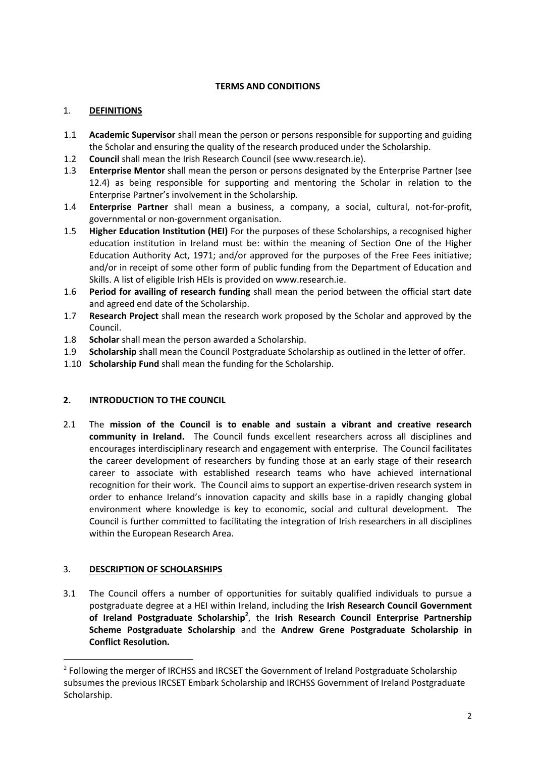**TERMS AND CONDITIONS**

## 1. DEFINITIONS

1.1 **Academic Supervisor** shall mean the person or persons responsible for supporting and guiding the Scholar and ensuring the quality of the research produced under the Scholarship.

1.2 **Council** shall mean the Irish Research Council (see www.research.ie).

1.3 **Enterprise Mentor** shall mean the person or persons designated by the Enterprise Partner (see 12.4) as being responsible for supporting and mentoring the Scholar in relation to the Enterprise Partner's involvement in the Scholarship.

1.4 **Enterprise Partner** shall mean a business, a company, a social, cultural, not-for-profit, governmental or non-government organisation.

1.5 **Higher Education Institution (HEI)** For the purposes of these Scholarships, a recognised higher education institution in Ireland must be: within the meaning of Section One of the Higher Education Authority Act, 1971; and/or approved for the purposes of the Free Fees initiative; and/or in receipt of some other form of public funding from the Department of Education and Skills. A list of eligible Irish HEIs is provided on www.research.ie.

1.6 **Period for availing of research funding** shall mean the period between the official start date and agreed end date of the Scholarship.

1.7 **Research Project** shall mean the research work proposed by the Scholar and approved by the Council.

1.8 **Scholar** shall mean the person awarded a Scholarship.

1.9 **Scholarship** shall mean the Council Postgraduate Scholarship as outlined in the letter of offer.

1.10 **Scholarship Fund** shall mean the funding for the Scholarship.

## 2. INTRODUCTION TO THE COUNCIL

2.1 The **mission of the Council is to enable and sustain a vibrant and creative research community in Ireland.** The Council funds excellent researchers across all disciplines and encourages interdisciplinary research and engagement with enterprise. The Council facilitates the career development of researchers by funding those at an early stage of their research career to associate with established research teams who have achieved international recognition for their work. The Council aims to support an expertise-driven research system in order to enhance Ireland's innovation capacity and skills base in a rapidly changing global environment where knowledge is key to economic, social and cultural development. The Council is further committed to facilitating the integration of Irish researchers in all disciplines within the European Research Area.

## 3. DESCRIPTION OF SCHOLARSHIPS

3.1 The Council offers a number of opportunities for suitably qualified individuals to pursue a postgraduate degree at a HEI within Ireland, including the **Irish Research Council Government of Ireland Postgraduate Scholarship**[2], the **Irish Research Council Enterprise Partnership Scheme Postgraduate Scholarship** and the **Andrew Grene Postgraduate Scholarship in Conflict Resolution.**

---

[2] Following the merger of IRCHSS and IRCSET the Government of Ireland Postgraduate Scholarship subsumes the previous IRCSET Embark Scholarship and IRCHSS Government of Ireland Postgraduate Scholarship.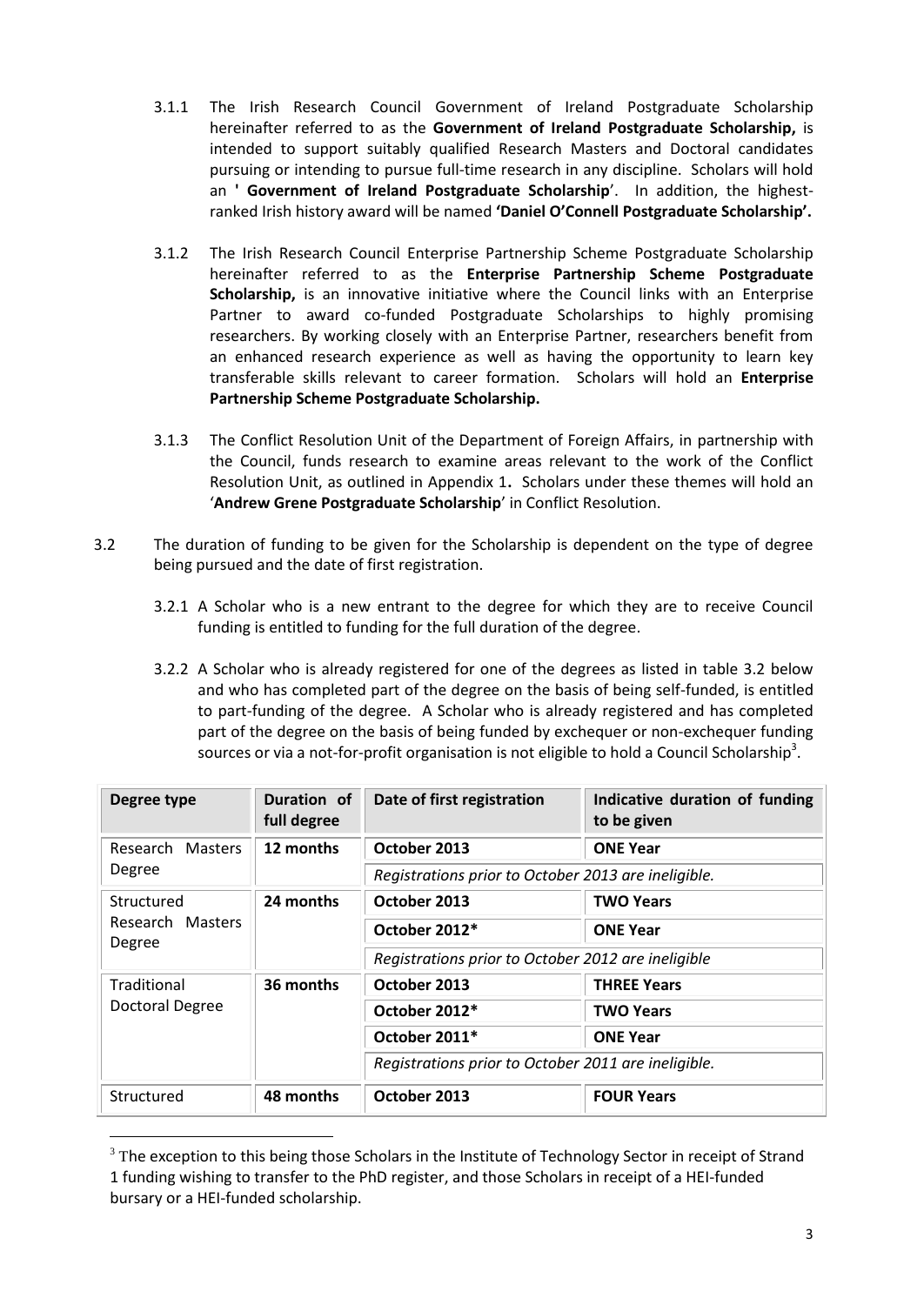3.1.1 The Irish Research Council Government of Ireland Postgraduate Scholarship hereinafter referred to as the **Government of Ireland Postgraduate Scholarship,** is intended to support suitably qualified Research Masters and Doctoral candidates pursuing or intending to pursue full-time research in any discipline. Scholars will hold an **' Government of Ireland Postgraduate Scholarship**'. In addition, the highest-ranked Irish history award will be named **'Daniel O'Connell Postgraduate Scholarship'.**

3.1.2 The Irish Research Council Enterprise Partnership Scheme Postgraduate Scholarship hereinafter referred to as the **Enterprise Partnership Scheme Postgraduate Scholarship,** is an innovative initiative where the Council links with an Enterprise Partner to award co-funded Postgraduate Scholarships to highly promising researchers. By working closely with an Enterprise Partner, researchers benefit from an enhanced research experience as well as having the opportunity to learn key transferable skills relevant to career formation. Scholars will hold an **Enterprise Partnership Scheme Postgraduate Scholarship.**

3.1.3 The Conflict Resolution Unit of the Department of Foreign Affairs, in partnership with the Council, funds research to examine areas relevant to the work of the Conflict Resolution Unit, as outlined in Appendix 1**.** Scholars under these themes will hold an '**Andrew Grene Postgraduate Scholarship**' in Conflict Resolution.

3.2 The duration of funding to be given for the Scholarship is dependent on the type of degree being pursued and the date of first registration.

3.2.1 A Scholar who is a new entrant to the degree for which they are to receive Council funding is entitled to funding for the full duration of the degree.

3.2.2 A Scholar who is already registered for one of the degrees as listed in table 3.2 below and who has completed part of the degree on the basis of being self-funded, is entitled to part-funding of the degree. A Scholar who is already registered and has completed part of the degree on the basis of being funded by exchequer or non-exchequer funding sources or via a not-for-profit organisation is not eligible to hold a Council Scholarship[3].

| Degree type | Duration of full degree | Date of first registration | Indicative duration of funding to be given |
|---|---|---|---|
| Research Masters Degree | **12 months** | **October 2013** | **ONE Year** |
| | | *Registrations prior to October 2013 are ineligible.* | |
| Structured Research Masters Degree | **24 months** | **October 2013** | **TWO Years** |
| | | **October 2012*** | **ONE Year** |
| | | *Registrations prior to October 2012 are ineligible* | |
| Traditional Doctoral Degree | **36 months** | **October 2013** | **THREE Years** |
| | | **October 2012*** | **TWO Years** |
| | | **October 2011*** | **ONE Year** |
| | | *Registrations prior to October 2011 are ineligible.* | |
| Structured | **48 months** | **October 2013** | **FOUR Years** |

[3] The exception to this being those Scholars in the Institute of Technology Sector in receipt of Strand 1 funding wishing to transfer to the PhD register, and those Scholars in receipt of a HEI-funded bursary or a HEI-funded scholarship.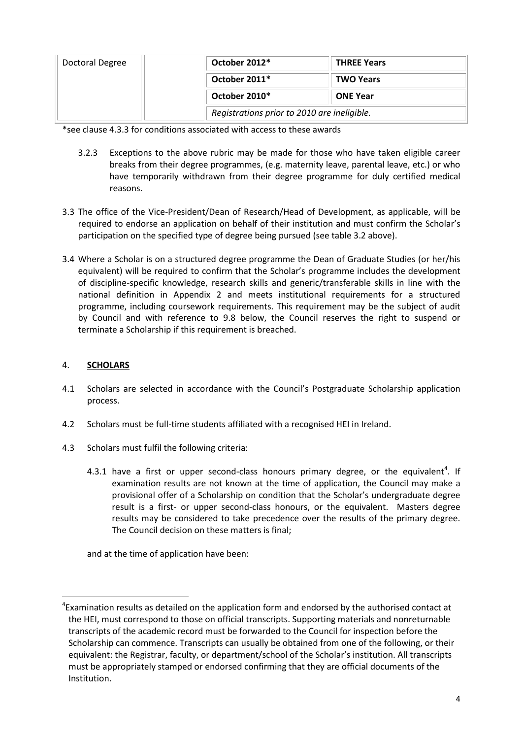| Doctoral Degree | | October 2012* | THREE Years |
|---|---|---|---|
| | | October 2011* | TWO Years |
| | | October 2010* | ONE Year |
| | | *Registrations prior to 2010 are ineligible.* | |

*see clause 4.3.3 for conditions associated with access to these awards

3.2.3 Exceptions to the above rubric may be made for those who have taken eligible career breaks from their degree programmes, (e.g. maternity leave, parental leave, etc.) or who have temporarily withdrawn from their degree programme for duly certified medical reasons.

3.3 The office of the Vice-President/Dean of Research/Head of Development, as applicable, will be required to endorse an application on behalf of their institution and must confirm the Scholar's participation on the specified type of degree being pursued (see table 3.2 above).

3.4 Where a Scholar is on a structured degree programme the Dean of Graduate Studies (or her/his equivalent) will be required to confirm that the Scholar's programme includes the development of discipline-specific knowledge, research skills and generic/transferable skills in line with the national definition in Appendix 2 and meets institutional requirements for a structured programme, including coursework requirements. This requirement may be the subject of audit by Council and with reference to 9.8 below, the Council reserves the right to suspend or terminate a Scholarship if this requirement is breached.

## 4. SCHOLARS

4.1 Scholars are selected in accordance with the Council's Postgraduate Scholarship application process.

4.2 Scholars must be full-time students affiliated with a recognised HEI in Ireland.

4.3 Scholars must fulfil the following criteria:

4.3.1 have a first or upper second-class honours primary degree, or the equivalent[4]. If examination results are not known at the time of application, the Council may make a provisional offer of a Scholarship on condition that the Scholar's undergraduate degree result is a first- or upper second-class honours, or the equivalent. Masters degree results may be considered to take precedence over the results of the primary degree. The Council decision on these matters is final;

and at the time of application have been:

[4]Examination results as detailed on the application form and endorsed by the authorised contact at the HEI, must correspond to those on official transcripts. Supporting materials and nonreturnable transcripts of the academic record must be forwarded to the Council for inspection before the Scholarship can commence. Transcripts can usually be obtained from one of the following, or their equivalent: the Registrar, faculty, or department/school of the Scholar's institution. All transcripts must be appropriately stamped or endorsed confirming that they are official documents of the Institution.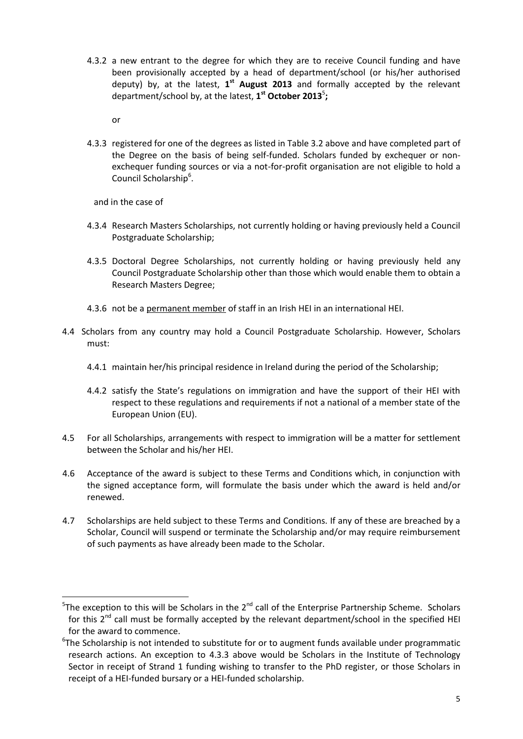4.3.2 a new entrant to the degree for which they are to receive Council funding and have been provisionally accepted by a head of department/school (or his/her authorised deputy) by, at the latest, **1st August 2013** and formally accepted by the relevant department/school by, at the latest, **1st October 2013**[5]**;**

or

4.3.3 registered for one of the degrees as listed in Table 3.2 above and have completed part of the Degree on the basis of being self-funded. Scholars funded by exchequer or non-exchequer funding sources or via a not-for-profit organisation are not eligible to hold a Council Scholarship[6].

and in the case of

4.3.4 Research Masters Scholarships, not currently holding or having previously held a Council Postgraduate Scholarship;

4.3.5 Doctoral Degree Scholarships, not currently holding or having previously held any Council Postgraduate Scholarship other than those which would enable them to obtain a Research Masters Degree;

4.3.6 not be a permanent member of staff in an Irish HEI in an international HEI.

4.4 Scholars from any country may hold a Council Postgraduate Scholarship. However, Scholars must:

4.4.1 maintain her/his principal residence in Ireland during the period of the Scholarship;

4.4.2 satisfy the State's regulations on immigration and have the support of their HEI with respect to these regulations and requirements if not a national of a member state of the European Union (EU).

4.5 For all Scholarships, arrangements with respect to immigration will be a matter for settlement between the Scholar and his/her HEI.

4.6 Acceptance of the award is subject to these Terms and Conditions which, in conjunction with the signed acceptance form, will formulate the basis under which the award is held and/or renewed.

4.7 Scholarships are held subject to these Terms and Conditions. If any of these are breached by a Scholar, Council will suspend or terminate the Scholarship and/or may require reimbursement of such payments as have already been made to the Scholar.

---

[5] The exception to this will be Scholars in the 2nd call of the Enterprise Partnership Scheme. Scholars for this 2nd call must be formally accepted by the relevant department/school in the specified HEI for the award to commence.

[6] The Scholarship is not intended to substitute for or to augment funds available under programmatic research actions. An exception to 4.3.3 above would be Scholars in the Institute of Technology Sector in receipt of Strand 1 funding wishing to transfer to the PhD register, or those Scholars in receipt of a HEI-funded bursary or a HEI-funded scholarship.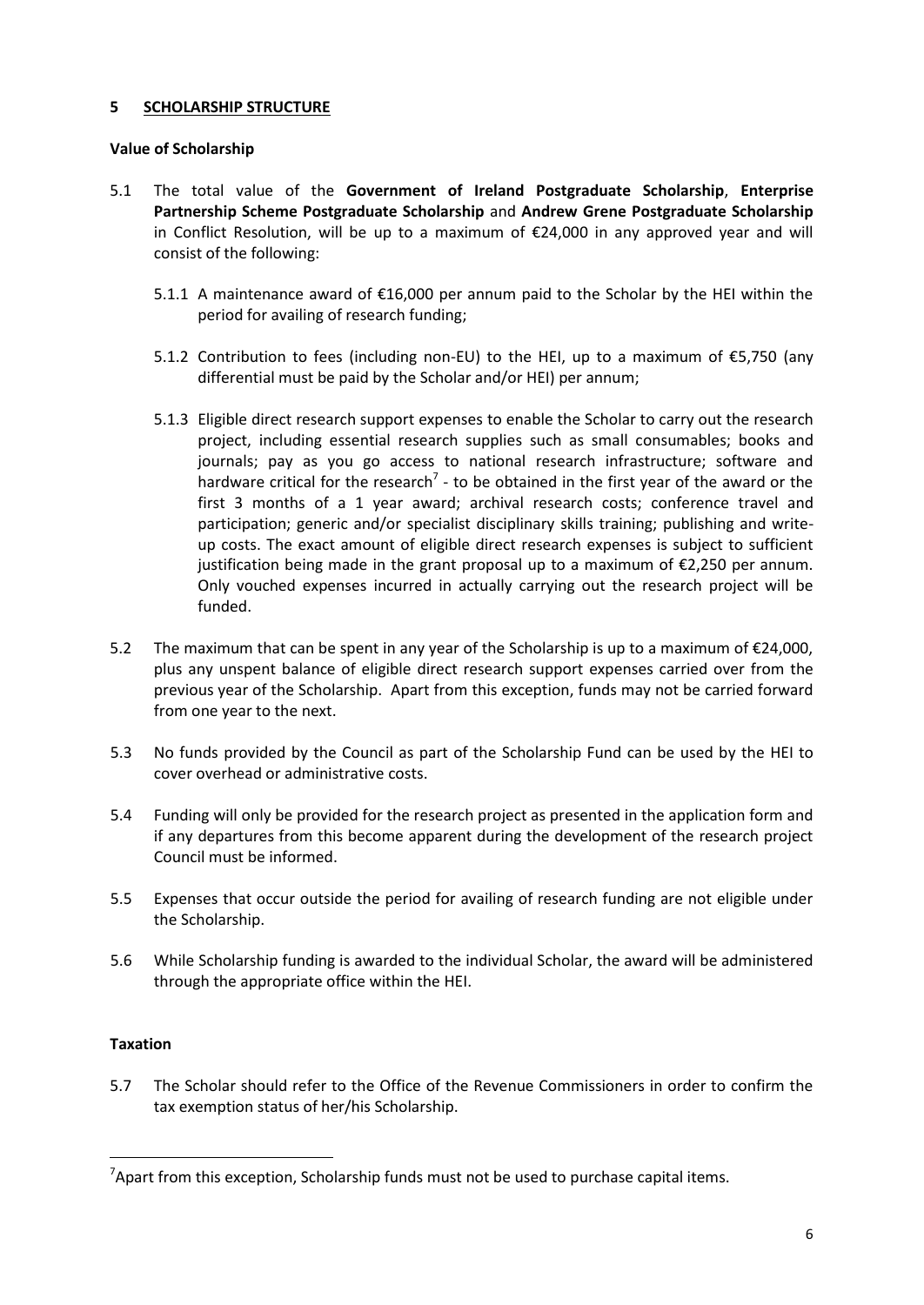## 5 SCHOLARSHIP STRUCTURE

**Value of Scholarship**

5.1 The total value of the **Government of Ireland Postgraduate Scholarship**, **Enterprise Partnership Scheme Postgraduate Scholarship** and **Andrew Grene Postgraduate Scholarship** in Conflict Resolution, will be up to a maximum of €24,000 in any approved year and will consist of the following:

5.1.1 A maintenance award of €16,000 per annum paid to the Scholar by the HEI within the period for availing of research funding;

5.1.2 Contribution to fees (including non-EU) to the HEI, up to a maximum of €5,750 (any differential must be paid by the Scholar and/or HEI) per annum;

5.1.3 Eligible direct research support expenses to enable the Scholar to carry out the research project, including essential research supplies such as small consumables; books and journals; pay as you go access to national research infrastructure; software and hardware critical for the research[7] - to be obtained in the first year of the award or the first 3 months of a 1 year award; archival research costs; conference travel and participation; generic and/or specialist disciplinary skills training; publishing and write-up costs. The exact amount of eligible direct research expenses is subject to sufficient justification being made in the grant proposal up to a maximum of €2,250 per annum. Only vouched expenses incurred in actually carrying out the research project will be funded.

5.2 The maximum that can be spent in any year of the Scholarship is up to a maximum of €24,000, plus any unspent balance of eligible direct research support expenses carried over from the previous year of the Scholarship. Apart from this exception, funds may not be carried forward from one year to the next.

5.3 No funds provided by the Council as part of the Scholarship Fund can be used by the HEI to cover overhead or administrative costs.

5.4 Funding will only be provided for the research project as presented in the application form and if any departures from this become apparent during the development of the research project Council must be informed.

5.5 Expenses that occur outside the period for availing of research funding are not eligible under the Scholarship.

5.6 While Scholarship funding is awarded to the individual Scholar, the award will be administered through the appropriate office within the HEI.

**Taxation**

5.7 The Scholar should refer to the Office of the Revenue Commissioners in order to confirm the tax exemption status of her/his Scholarship.

---

[7] Apart from this exception, Scholarship funds must not be used to purchase capital items.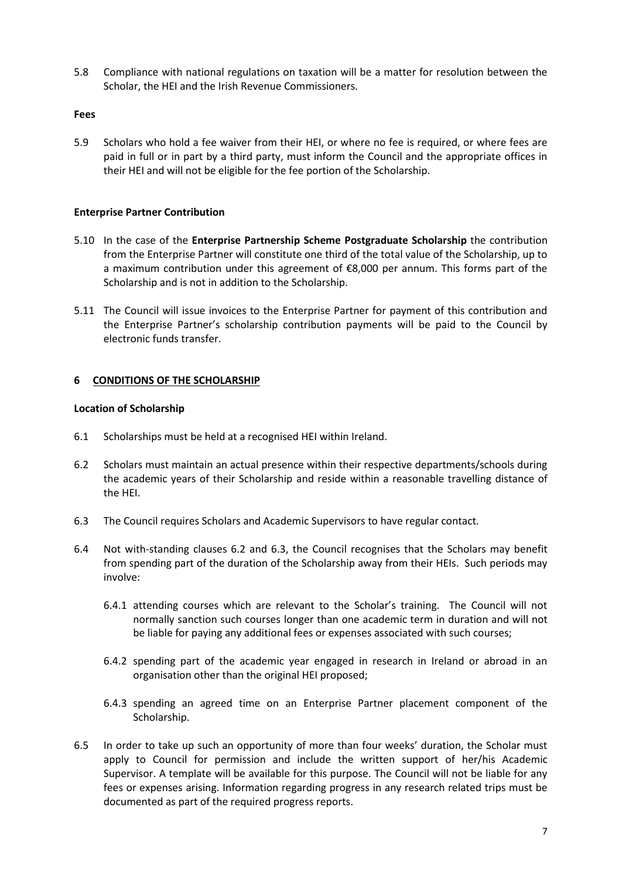5.8 Compliance with national regulations on taxation will be a matter for resolution between the Scholar, the HEI and the Irish Revenue Commissioners.

**Fees**

5.9 Scholars who hold a fee waiver from their HEI, or where no fee is required, or where fees are paid in full or in part by a third party, must inform the Council and the appropriate offices in their HEI and will not be eligible for the fee portion of the Scholarship.

**Enterprise Partner Contribution**

5.10 In the case of the **Enterprise Partnership Scheme Postgraduate Scholarship** the contribution from the Enterprise Partner will constitute one third of the total value of the Scholarship, up to a maximum contribution under this agreement of €8,000 per annum. This forms part of the Scholarship and is not in addition to the Scholarship.

5.11 The Council will issue invoices to the Enterprise Partner for payment of this contribution and the Enterprise Partner's scholarship contribution payments will be paid to the Council by electronic funds transfer.

## 6 CONDITIONS OF THE SCHOLARSHIP

**Location of Scholarship**

6.1 Scholarships must be held at a recognised HEI within Ireland.

6.2 Scholars must maintain an actual presence within their respective departments/schools during the academic years of their Scholarship and reside within a reasonable travelling distance of the HEI.

6.3 The Council requires Scholars and Academic Supervisors to have regular contact.

6.4 Not with-standing clauses 6.2 and 6.3, the Council recognises that the Scholars may benefit from spending part of the duration of the Scholarship away from their HEIs. Such periods may involve:

6.4.1 attending courses which are relevant to the Scholar's training. The Council will not normally sanction such courses longer than one academic term in duration and will not be liable for paying any additional fees or expenses associated with such courses;

6.4.2 spending part of the academic year engaged in research in Ireland or abroad in an organisation other than the original HEI proposed;

6.4.3 spending an agreed time on an Enterprise Partner placement component of the Scholarship.

6.5 In order to take up such an opportunity of more than four weeks' duration, the Scholar must apply to Council for permission and include the written support of her/his Academic Supervisor. A template will be available for this purpose. The Council will not be liable for any fees or expenses arising. Information regarding progress in any research related trips must be documented as part of the required progress reports.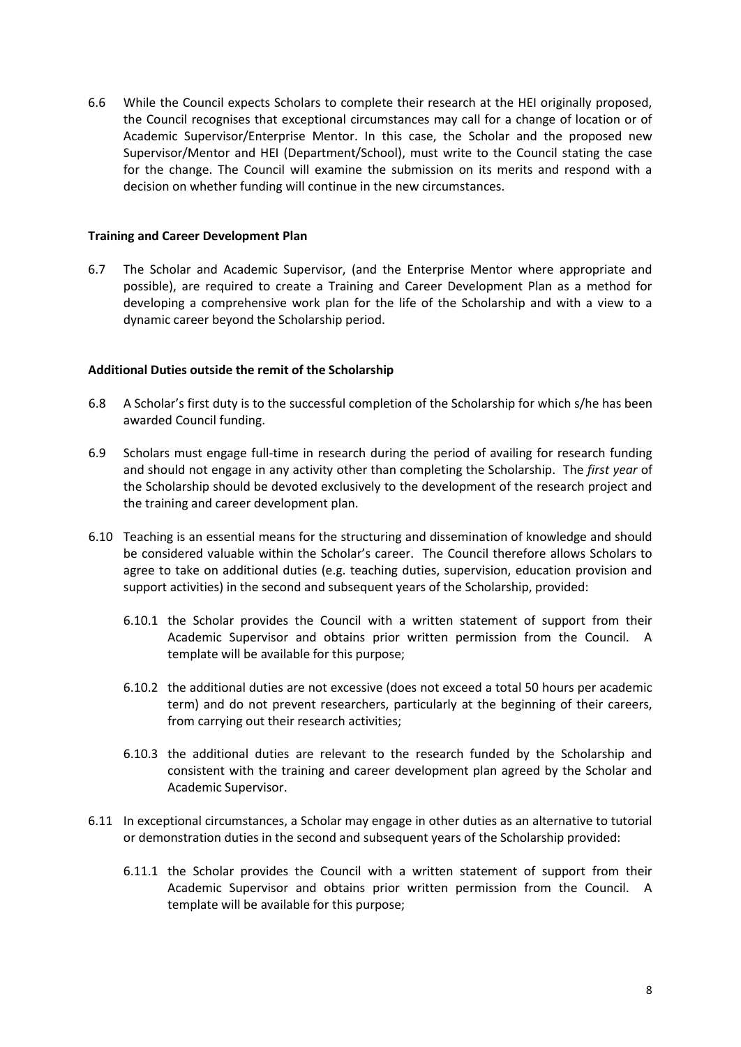6.6 While the Council expects Scholars to complete their research at the HEI originally proposed, the Council recognises that exceptional circumstances may call for a change of location or of Academic Supervisor/Enterprise Mentor. In this case, the Scholar and the proposed new Supervisor/Mentor and HEI (Department/School), must write to the Council stating the case for the change. The Council will examine the submission on its merits and respond with a decision on whether funding will continue in the new circumstances.

**Training and Career Development Plan**

6.7 The Scholar and Academic Supervisor, (and the Enterprise Mentor where appropriate and possible), are required to create a Training and Career Development Plan as a method for developing a comprehensive work plan for the life of the Scholarship and with a view to a dynamic career beyond the Scholarship period.

**Additional Duties outside the remit of the Scholarship**

6.8 A Scholar's first duty is to the successful completion of the Scholarship for which s/he has been awarded Council funding.

6.9 Scholars must engage full-time in research during the period of availing for research funding and should not engage in any activity other than completing the Scholarship. The *first year* of the Scholarship should be devoted exclusively to the development of the research project and the training and career development plan.

6.10 Teaching is an essential means for the structuring and dissemination of knowledge and should be considered valuable within the Scholar's career. The Council therefore allows Scholars to agree to take on additional duties (e.g. teaching duties, supervision, education provision and support activities) in the second and subsequent years of the Scholarship, provided:

6.10.1 the Scholar provides the Council with a written statement of support from their Academic Supervisor and obtains prior written permission from the Council. A template will be available for this purpose;

6.10.2 the additional duties are not excessive (does not exceed a total 50 hours per academic term) and do not prevent researchers, particularly at the beginning of their careers, from carrying out their research activities;

6.10.3 the additional duties are relevant to the research funded by the Scholarship and consistent with the training and career development plan agreed by the Scholar and Academic Supervisor.

6.11 In exceptional circumstances, a Scholar may engage in other duties as an alternative to tutorial or demonstration duties in the second and subsequent years of the Scholarship provided:

6.11.1 the Scholar provides the Council with a written statement of support from their Academic Supervisor and obtains prior written permission from the Council. A template will be available for this purpose;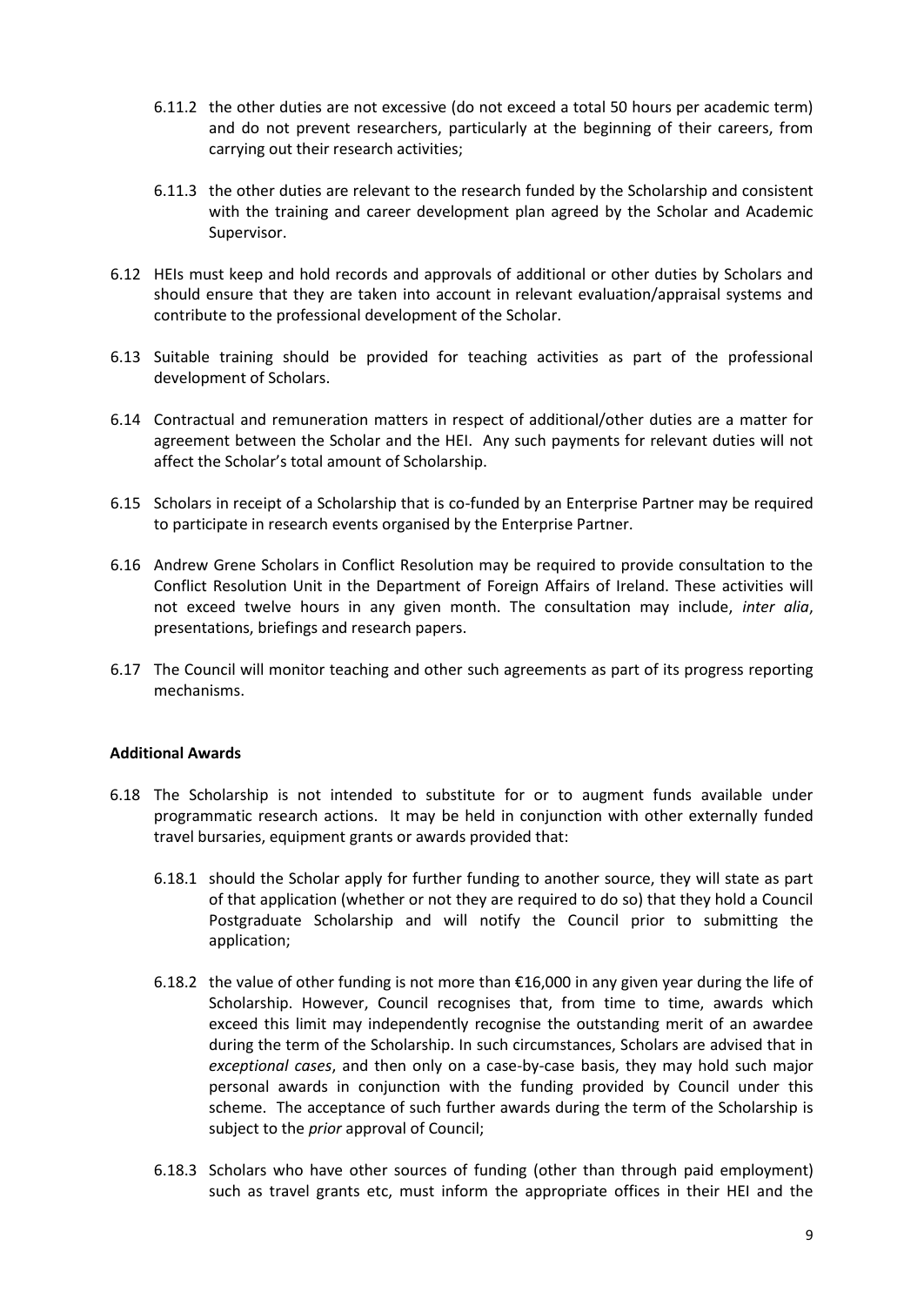6.11.2 the other duties are not excessive (do not exceed a total 50 hours per academic term) and do not prevent researchers, particularly at the beginning of their careers, from carrying out their research activities;

6.11.3 the other duties are relevant to the research funded by the Scholarship and consistent with the training and career development plan agreed by the Scholar and Academic Supervisor.

6.12 HEIs must keep and hold records and approvals of additional or other duties by Scholars and should ensure that they are taken into account in relevant evaluation/appraisal systems and contribute to the professional development of the Scholar.

6.13 Suitable training should be provided for teaching activities as part of the professional development of Scholars.

6.14 Contractual and remuneration matters in respect of additional/other duties are a matter for agreement between the Scholar and the HEI. Any such payments for relevant duties will not affect the Scholar's total amount of Scholarship.

6.15 Scholars in receipt of a Scholarship that is co-funded by an Enterprise Partner may be required to participate in research events organised by the Enterprise Partner.

6.16 Andrew Grene Scholars in Conflict Resolution may be required to provide consultation to the Conflict Resolution Unit in the Department of Foreign Affairs of Ireland. These activities will not exceed twelve hours in any given month. The consultation may include, *inter alia*, presentations, briefings and research papers.

6.17 The Council will monitor teaching and other such agreements as part of its progress reporting mechanisms.

**Additional Awards**

6.18 The Scholarship is not intended to substitute for or to augment funds available under programmatic research actions. It may be held in conjunction with other externally funded travel bursaries, equipment grants or awards provided that:

6.18.1 should the Scholar apply for further funding to another source, they will state as part of that application (whether or not they are required to do so) that they hold a Council Postgraduate Scholarship and will notify the Council prior to submitting the application;

6.18.2 the value of other funding is not more than €16,000 in any given year during the life of Scholarship. However, Council recognises that, from time to time, awards which exceed this limit may independently recognise the outstanding merit of an awardee during the term of the Scholarship. In such circumstances, Scholars are advised that in *exceptional cases*, and then only on a case-by-case basis, they may hold such major personal awards in conjunction with the funding provided by Council under this scheme. The acceptance of such further awards during the term of the Scholarship is subject to the *prior* approval of Council;

6.18.3 Scholars who have other sources of funding (other than through paid employment) such as travel grants etc, must inform the appropriate offices in their HEI and the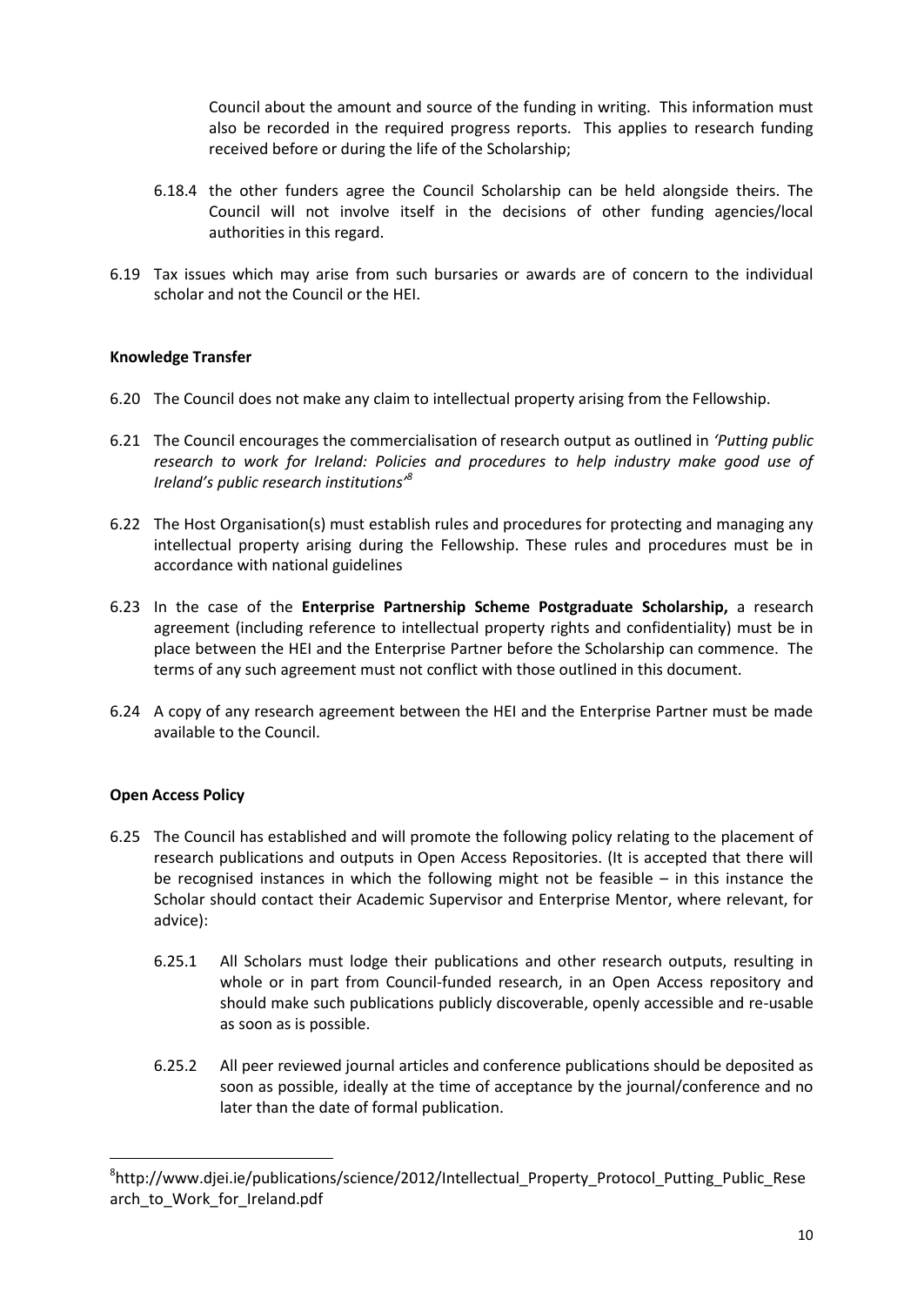Council about the amount and source of the funding in writing. This information must also be recorded in the required progress reports. This applies to research funding received before or during the life of the Scholarship;

6.18.4 the other funders agree the Council Scholarship can be held alongside theirs. The Council will not involve itself in the decisions of other funding agencies/local authorities in this regard.

6.19 Tax issues which may arise from such bursaries or awards are of concern to the individual scholar and not the Council or the HEI.

**Knowledge Transfer**

6.20 The Council does not make any claim to intellectual property arising from the Fellowship.

6.21 The Council encourages the commercialisation of research output as outlined in *'Putting public research to work for Ireland: Policies and procedures to help industry make good use of Ireland's public research institutions'*[8]

6.22 The Host Organisation(s) must establish rules and procedures for protecting and managing any intellectual property arising during the Fellowship. These rules and procedures must be in accordance with national guidelines

6.23 In the case of the **Enterprise Partnership Scheme Postgraduate Scholarship,** a research agreement (including reference to intellectual property rights and confidentiality) must be in place between the HEI and the Enterprise Partner before the Scholarship can commence. The terms of any such agreement must not conflict with those outlined in this document.

6.24 A copy of any research agreement between the HEI and the Enterprise Partner must be made available to the Council.

**Open Access Policy**

6.25 The Council has established and will promote the following policy relating to the placement of research publications and outputs in Open Access Repositories. (It is accepted that there will be recognised instances in which the following might not be feasible – in this instance the Scholar should contact their Academic Supervisor and Enterprise Mentor, where relevant, for advice):

6.25.1 All Scholars must lodge their publications and other research outputs, resulting in whole or in part from Council-funded research, in an Open Access repository and should make such publications publicly discoverable, openly accessible and re-usable as soon as is possible.

6.25.2 All peer reviewed journal articles and conference publications should be deposited as soon as possible, ideally at the time of acceptance by the journal/conference and no later than the date of formal publication.

---

[8] http://www.djei.ie/publications/science/2012/Intellectual_Property_Protocol_Putting_Public_Research_to_Work_for_Ireland.pdf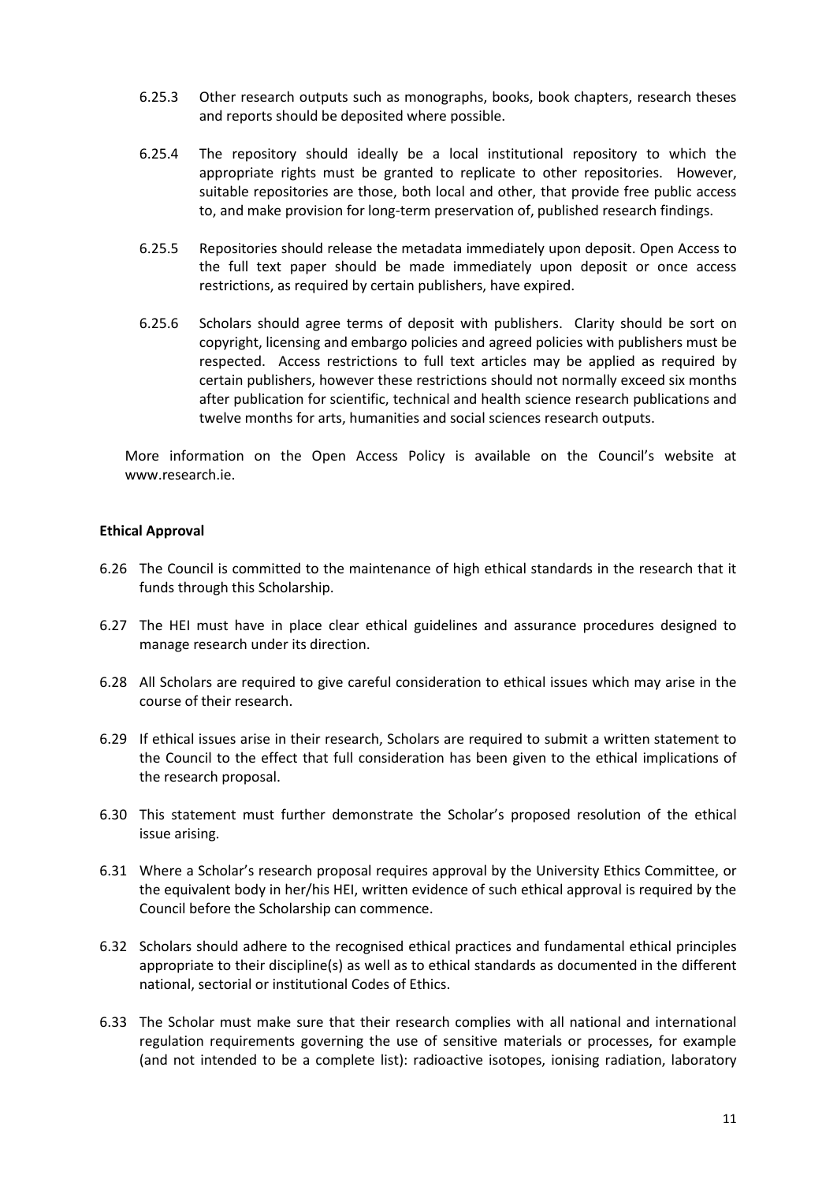6.25.3 Other research outputs such as monographs, books, book chapters, research theses and reports should be deposited where possible.

6.25.4 The repository should ideally be a local institutional repository to which the appropriate rights must be granted to replicate to other repositories. However, suitable repositories are those, both local and other, that provide free public access to, and make provision for long-term preservation of, published research findings.

6.25.5 Repositories should release the metadata immediately upon deposit. Open Access to the full text paper should be made immediately upon deposit or once access restrictions, as required by certain publishers, have expired.

6.25.6 Scholars should agree terms of deposit with publishers. Clarity should be sort on copyright, licensing and embargo policies and agreed policies with publishers must be respected. Access restrictions to full text articles may be applied as required by certain publishers, however these restrictions should not normally exceed six months after publication for scientific, technical and health science research publications and twelve months for arts, humanities and social sciences research outputs.

More information on the Open Access Policy is available on the Council's website at www.research.ie.

**Ethical Approval**

6.26 The Council is committed to the maintenance of high ethical standards in the research that it funds through this Scholarship.

6.27 The HEI must have in place clear ethical guidelines and assurance procedures designed to manage research under its direction.

6.28 All Scholars are required to give careful consideration to ethical issues which may arise in the course of their research.

6.29 If ethical issues arise in their research, Scholars are required to submit a written statement to the Council to the effect that full consideration has been given to the ethical implications of the research proposal.

6.30 This statement must further demonstrate the Scholar's proposed resolution of the ethical issue arising.

6.31 Where a Scholar's research proposal requires approval by the University Ethics Committee, or the equivalent body in her/his HEI, written evidence of such ethical approval is required by the Council before the Scholarship can commence.

6.32 Scholars should adhere to the recognised ethical practices and fundamental ethical principles appropriate to their discipline(s) as well as to ethical standards as documented in the different national, sectorial or institutional Codes of Ethics.

6.33 The Scholar must make sure that their research complies with all national and international regulation requirements governing the use of sensitive materials or processes, for example (and not intended to be a complete list): radioactive isotopes, ionising radiation, laboratory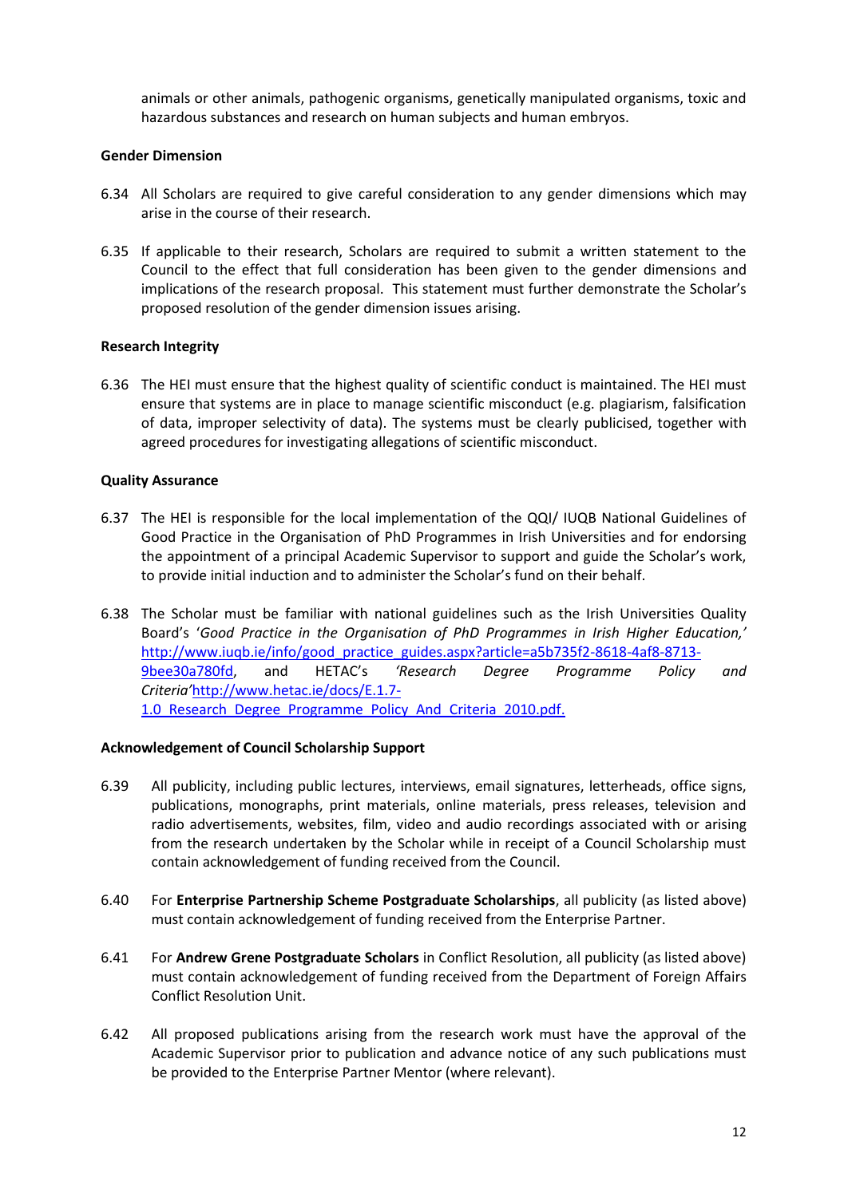animals or other animals, pathogenic organisms, genetically manipulated organisms, toxic and hazardous substances and research on human subjects and human embryos.

**Gender Dimension**

6.34 All Scholars are required to give careful consideration to any gender dimensions which may arise in the course of their research.

6.35 If applicable to their research, Scholars are required to submit a written statement to the Council to the effect that full consideration has been given to the gender dimensions and implications of the research proposal. This statement must further demonstrate the Scholar's proposed resolution of the gender dimension issues arising.

**Research Integrity**

6.36 The HEI must ensure that the highest quality of scientific conduct is maintained. The HEI must ensure that systems are in place to manage scientific misconduct (e.g. plagiarism, falsification of data, improper selectivity of data). The systems must be clearly publicised, together with agreed procedures for investigating allegations of scientific misconduct.

**Quality Assurance**

6.37 The HEI is responsible for the local implementation of the QQI/ IUQB National Guidelines of Good Practice in the Organisation of PhD Programmes in Irish Universities and for endorsing the appointment of a principal Academic Supervisor to support and guide the Scholar's work, to provide initial induction and to administer the Scholar's fund on their behalf.

6.38 The Scholar must be familiar with national guidelines such as the Irish Universities Quality Board's '*Good Practice in the Organisation of PhD Programmes in Irish Higher Education,*' http://www.iuqb.ie/info/good_practice_guides.aspx?article=a5b735f2-8618-4af8-8713-9bee30a780fd, and HETAC's *'Research Degree Programme Policy and Criteria'* http://www.hetac.ie/docs/E.1.7-1.0_Research_Degree_Programme_Policy_And_Criteria_2010.pdf.

**Acknowledgement of Council Scholarship Support**

6.39 All publicity, including public lectures, interviews, email signatures, letterheads, office signs, publications, monographs, print materials, online materials, press releases, television and radio advertisements, websites, film, video and audio recordings associated with or arising from the research undertaken by the Scholar while in receipt of a Council Scholarship must contain acknowledgement of funding received from the Council.

6.40 For **Enterprise Partnership Scheme Postgraduate Scholarships**, all publicity (as listed above) must contain acknowledgement of funding received from the Enterprise Partner.

6.41 For **Andrew Grene Postgraduate Scholars** in Conflict Resolution, all publicity (as listed above) must contain acknowledgement of funding received from the Department of Foreign Affairs Conflict Resolution Unit.

6.42 All proposed publications arising from the research work must have the approval of the Academic Supervisor prior to publication and advance notice of any such publications must be provided to the Enterprise Partner Mentor (where relevant).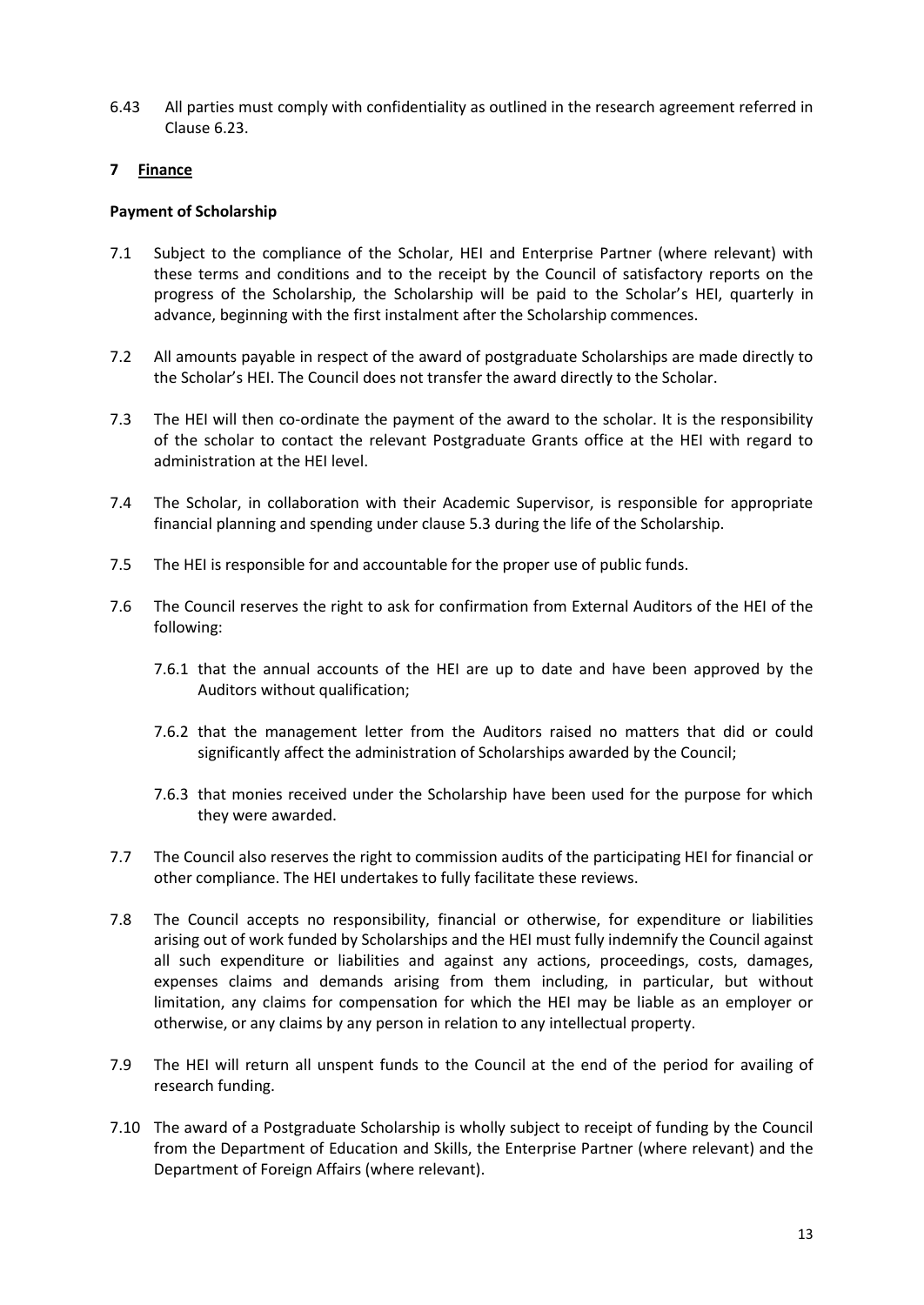6.43 All parties must comply with confidentiality as outlined in the research agreement referred in Clause 6.23.

## 7 Finance

**Payment of Scholarship**

7.1 Subject to the compliance of the Scholar, HEI and Enterprise Partner (where relevant) with these terms and conditions and to the receipt by the Council of satisfactory reports on the progress of the Scholarship, the Scholarship will be paid to the Scholar's HEI, quarterly in advance, beginning with the first instalment after the Scholarship commences.

7.2 All amounts payable in respect of the award of postgraduate Scholarships are made directly to the Scholar's HEI. The Council does not transfer the award directly to the Scholar.

7.3 The HEI will then co-ordinate the payment of the award to the scholar. It is the responsibility of the scholar to contact the relevant Postgraduate Grants office at the HEI with regard to administration at the HEI level.

7.4 The Scholar, in collaboration with their Academic Supervisor, is responsible for appropriate financial planning and spending under clause 5.3 during the life of the Scholarship.

7.5 The HEI is responsible for and accountable for the proper use of public funds.

7.6 The Council reserves the right to ask for confirmation from External Auditors of the HEI of the following:

7.6.1 that the annual accounts of the HEI are up to date and have been approved by the Auditors without qualification;

7.6.2 that the management letter from the Auditors raised no matters that did or could significantly affect the administration of Scholarships awarded by the Council;

7.6.3 that monies received under the Scholarship have been used for the purpose for which they were awarded.

7.7 The Council also reserves the right to commission audits of the participating HEI for financial or other compliance. The HEI undertakes to fully facilitate these reviews.

7.8 The Council accepts no responsibility, financial or otherwise, for expenditure or liabilities arising out of work funded by Scholarships and the HEI must fully indemnify the Council against all such expenditure or liabilities and against any actions, proceedings, costs, damages, expenses claims and demands arising from them including, in particular, but without limitation, any claims for compensation for which the HEI may be liable as an employer or otherwise, or any claims by any person in relation to any intellectual property.

7.9 The HEI will return all unspent funds to the Council at the end of the period for availing of research funding.

7.10 The award of a Postgraduate Scholarship is wholly subject to receipt of funding by the Council from the Department of Education and Skills, the Enterprise Partner (where relevant) and the Department of Foreign Affairs (where relevant).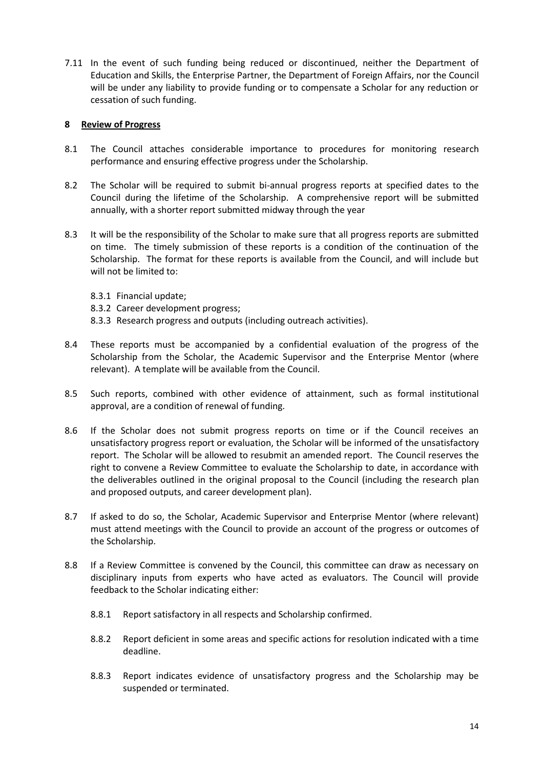7.11 In the event of such funding being reduced or discontinued, neither the Department of Education and Skills, the Enterprise Partner, the Department of Foreign Affairs, nor the Council will be under any liability to provide funding or to compensate a Scholar for any reduction or cessation of such funding.

## 8 Review of Progress

8.1 The Council attaches considerable importance to procedures for monitoring research performance and ensuring effective progress under the Scholarship.

8.2 The Scholar will be required to submit bi-annual progress reports at specified dates to the Council during the lifetime of the Scholarship. A comprehensive report will be submitted annually, with a shorter report submitted midway through the year

8.3 It will be the responsibility of the Scholar to make sure that all progress reports are submitted on time. The timely submission of these reports is a condition of the continuation of the Scholarship. The format for these reports is available from the Council, and will include but will not be limited to:

- 8.3.1 Financial update;
- 8.3.2 Career development progress;
- 8.3.3 Research progress and outputs (including outreach activities).

8.4 These reports must be accompanied by a confidential evaluation of the progress of the Scholarship from the Scholar, the Academic Supervisor and the Enterprise Mentor (where relevant). A template will be available from the Council.

8.5 Such reports, combined with other evidence of attainment, such as formal institutional approval, are a condition of renewal of funding.

8.6 If the Scholar does not submit progress reports on time or if the Council receives an unsatisfactory progress report or evaluation, the Scholar will be informed of the unsatisfactory report. The Scholar will be allowed to resubmit an amended report. The Council reserves the right to convene a Review Committee to evaluate the Scholarship to date, in accordance with the deliverables outlined in the original proposal to the Council (including the research plan and proposed outputs, and career development plan).

8.7 If asked to do so, the Scholar, Academic Supervisor and Enterprise Mentor (where relevant) must attend meetings with the Council to provide an account of the progress or outcomes of the Scholarship.

8.8 If a Review Committee is convened by the Council, this committee can draw as necessary on disciplinary inputs from experts who have acted as evaluators. The Council will provide feedback to the Scholar indicating either:

- 8.8.1 Report satisfactory in all respects and Scholarship confirmed.
- 8.8.2 Report deficient in some areas and specific actions for resolution indicated with a time deadline.
- 8.8.3 Report indicates evidence of unsatisfactory progress and the Scholarship may be suspended or terminated.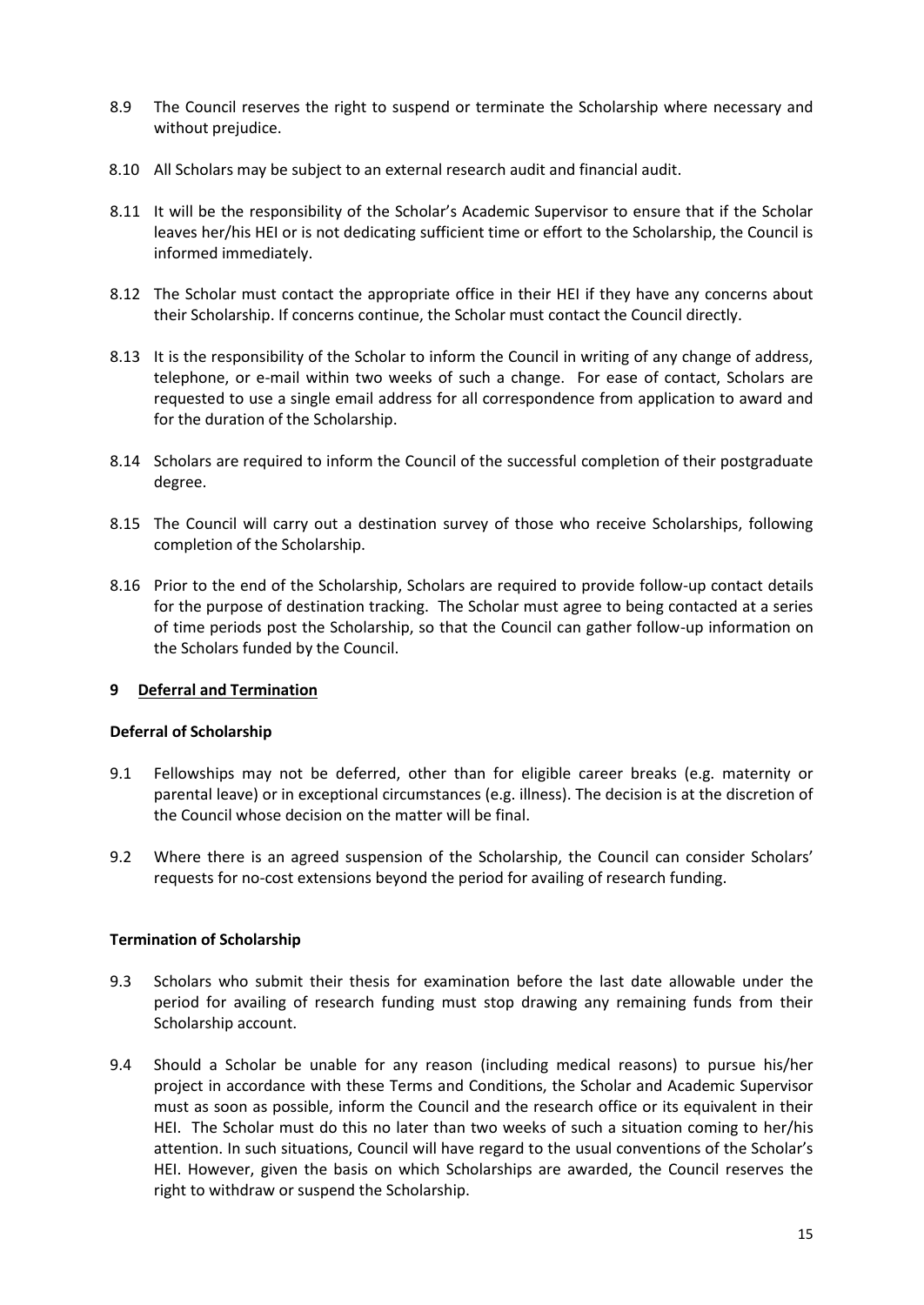8.9 The Council reserves the right to suspend or terminate the Scholarship where necessary and without prejudice.

8.10 All Scholars may be subject to an external research audit and financial audit.

8.11 It will be the responsibility of the Scholar's Academic Supervisor to ensure that if the Scholar leaves her/his HEI or is not dedicating sufficient time or effort to the Scholarship, the Council is informed immediately.

8.12 The Scholar must contact the appropriate office in their HEI if they have any concerns about their Scholarship. If concerns continue, the Scholar must contact the Council directly.

8.13 It is the responsibility of the Scholar to inform the Council in writing of any change of address, telephone, or e-mail within two weeks of such a change. For ease of contact, Scholars are requested to use a single email address for all correspondence from application to award and for the duration of the Scholarship.

8.14 Scholars are required to inform the Council of the successful completion of their postgraduate degree.

8.15 The Council will carry out a destination survey of those who receive Scholarships, following completion of the Scholarship.

8.16 Prior to the end of the Scholarship, Scholars are required to provide follow-up contact details for the purpose of destination tracking. The Scholar must agree to being contacted at a series of time periods post the Scholarship, so that the Council can gather follow-up information on the Scholars funded by the Council.

## 9 Deferral and Termination

### Deferral of Scholarship

9.1 Fellowships may not be deferred, other than for eligible career breaks (e.g. maternity or parental leave) or in exceptional circumstances (e.g. illness). The decision is at the discretion of the Council whose decision on the matter will be final.

9.2 Where there is an agreed suspension of the Scholarship, the Council can consider Scholars' requests for no-cost extensions beyond the period for availing of research funding.

### Termination of Scholarship

9.3 Scholars who submit their thesis for examination before the last date allowable under the period for availing of research funding must stop drawing any remaining funds from their Scholarship account.

9.4 Should a Scholar be unable for any reason (including medical reasons) to pursue his/her project in accordance with these Terms and Conditions, the Scholar and Academic Supervisor must as soon as possible, inform the Council and the research office or its equivalent in their HEI. The Scholar must do this no later than two weeks of such a situation coming to her/his attention. In such situations, Council will have regard to the usual conventions of the Scholar's HEI. However, given the basis on which Scholarships are awarded, the Council reserves the right to withdraw or suspend the Scholarship.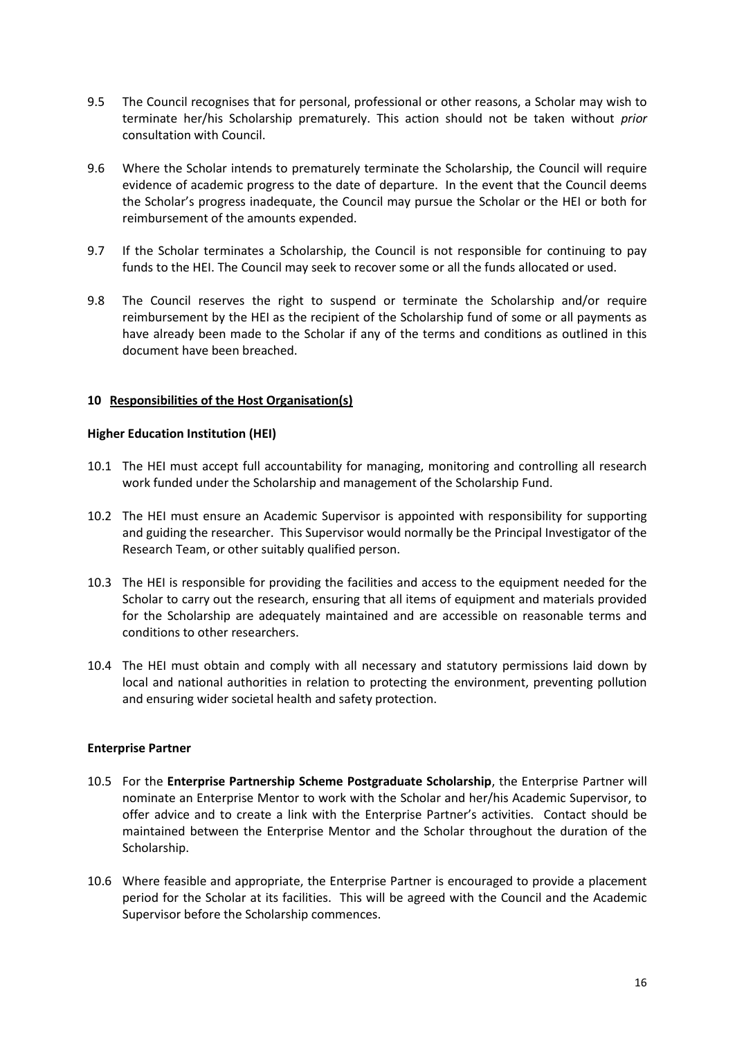9.5 The Council recognises that for personal, professional or other reasons, a Scholar may wish to terminate her/his Scholarship prematurely. This action should not be taken without *prior* consultation with Council.

9.6 Where the Scholar intends to prematurely terminate the Scholarship, the Council will require evidence of academic progress to the date of departure. In the event that the Council deems the Scholar's progress inadequate, the Council may pursue the Scholar or the HEI or both for reimbursement of the amounts expended.

9.7 If the Scholar terminates a Scholarship, the Council is not responsible for continuing to pay funds to the HEI. The Council may seek to recover some or all the funds allocated or used.

9.8 The Council reserves the right to suspend or terminate the Scholarship and/or require reimbursement by the HEI as the recipient of the Scholarship fund of some or all payments as have already been made to the Scholar if any of the terms and conditions as outlined in this document have been breached.

## 10 Responsibilities of the Host Organisation(s)

### Higher Education Institution (HEI)

10.1 The HEI must accept full accountability for managing, monitoring and controlling all research work funded under the Scholarship and management of the Scholarship Fund.

10.2 The HEI must ensure an Academic Supervisor is appointed with responsibility for supporting and guiding the researcher. This Supervisor would normally be the Principal Investigator of the Research Team, or other suitably qualified person.

10.3 The HEI is responsible for providing the facilities and access to the equipment needed for the Scholar to carry out the research, ensuring that all items of equipment and materials provided for the Scholarship are adequately maintained and are accessible on reasonable terms and conditions to other researchers.

10.4 The HEI must obtain and comply with all necessary and statutory permissions laid down by local and national authorities in relation to protecting the environment, preventing pollution and ensuring wider societal health and safety protection.

### Enterprise Partner

10.5 For the **Enterprise Partnership Scheme Postgraduate Scholarship**, the Enterprise Partner will nominate an Enterprise Mentor to work with the Scholar and her/his Academic Supervisor, to offer advice and to create a link with the Enterprise Partner's activities. Contact should be maintained between the Enterprise Mentor and the Scholar throughout the duration of the Scholarship.

10.6 Where feasible and appropriate, the Enterprise Partner is encouraged to provide a placement period for the Scholar at its facilities. This will be agreed with the Council and the Academic Supervisor before the Scholarship commences.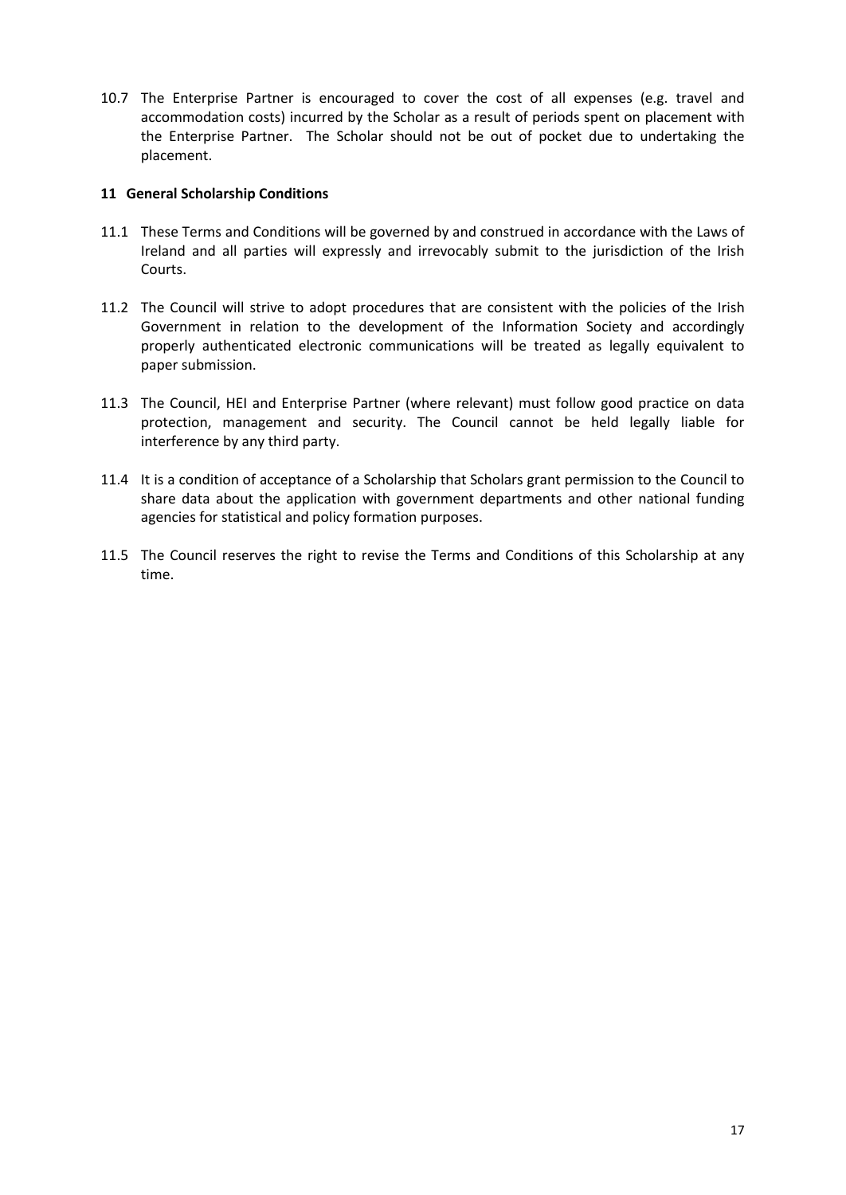10.7 The Enterprise Partner is encouraged to cover the cost of all expenses (e.g. travel and accommodation costs) incurred by the Scholar as a result of periods spent on placement with the Enterprise Partner. The Scholar should not be out of pocket due to undertaking the placement.

## 11 General Scholarship Conditions

11.1 These Terms and Conditions will be governed by and construed in accordance with the Laws of Ireland and all parties will expressly and irrevocably submit to the jurisdiction of the Irish Courts.

11.2 The Council will strive to adopt procedures that are consistent with the policies of the Irish Government in relation to the development of the Information Society and accordingly properly authenticated electronic communications will be treated as legally equivalent to paper submission.

11.3 The Council, HEI and Enterprise Partner (where relevant) must follow good practice on data protection, management and security. The Council cannot be held legally liable for interference by any third party.

11.4 It is a condition of acceptance of a Scholarship that Scholars grant permission to the Council to share data about the application with government departments and other national funding agencies for statistical and policy formation purposes.

11.5 The Council reserves the right to revise the Terms and Conditions of this Scholarship at any time.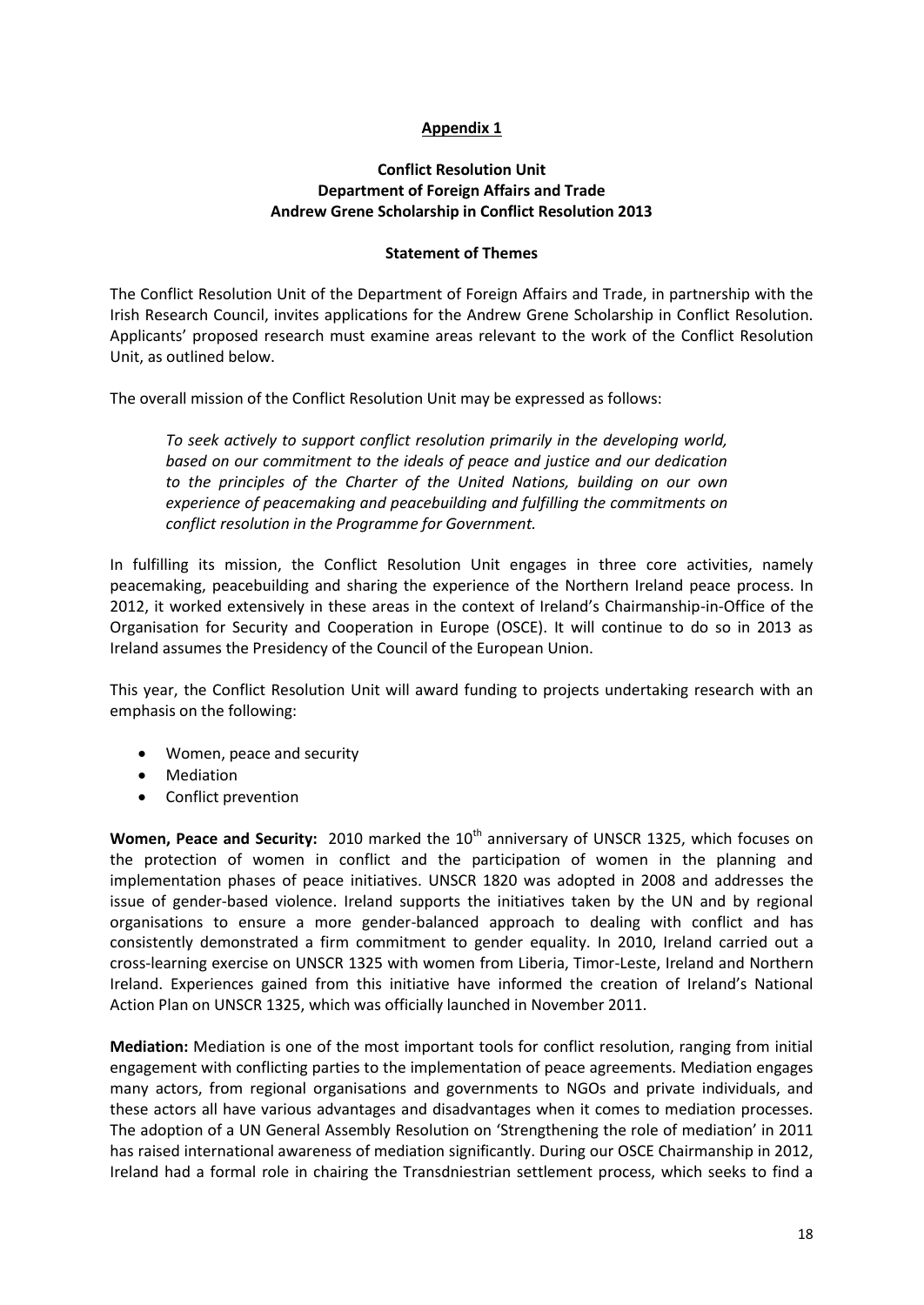**Appendix 1**

**Conflict Resolution Unit**
**Department of Foreign Affairs and Trade**
**Andrew Grene Scholarship in Conflict Resolution 2013**

**Statement of Themes**

The Conflict Resolution Unit of the Department of Foreign Affairs and Trade, in partnership with the Irish Research Council, invites applications for the Andrew Grene Scholarship in Conflict Resolution. Applicants' proposed research must examine areas relevant to the work of the Conflict Resolution Unit, as outlined below.

The overall mission of the Conflict Resolution Unit may be expressed as follows:

> *To seek actively to support conflict resolution primarily in the developing world, based on our commitment to the ideals of peace and justice and our dedication to the principles of the Charter of the United Nations, building on our own experience of peacemaking and peacebuilding and fulfilling the commitments on conflict resolution in the Programme for Government.*

In fulfilling its mission, the Conflict Resolution Unit engages in three core activities, namely peacemaking, peacebuilding and sharing the experience of the Northern Ireland peace process. In 2012, it worked extensively in these areas in the context of Ireland's Chairmanship-in-Office of the Organisation for Security and Cooperation in Europe (OSCE). It will continue to do so in 2013 as Ireland assumes the Presidency of the Council of the European Union.

This year, the Conflict Resolution Unit will award funding to projects undertaking research with an emphasis on the following:

- Women, peace and security
- Mediation
- Conflict prevention

**Women, Peace and Security:** 2010 marked the 10th anniversary of UNSCR 1325, which focuses on the protection of women in conflict and the participation of women in the planning and implementation phases of peace initiatives. UNSCR 1820 was adopted in 2008 and addresses the issue of gender-based violence. Ireland supports the initiatives taken by the UN and by regional organisations to ensure a more gender-balanced approach to dealing with conflict and has consistently demonstrated a firm commitment to gender equality. In 2010, Ireland carried out a cross-learning exercise on UNSCR 1325 with women from Liberia, Timor-Leste, Ireland and Northern Ireland. Experiences gained from this initiative have informed the creation of Ireland's National Action Plan on UNSCR 1325, which was officially launched in November 2011.

**Mediation:** Mediation is one of the most important tools for conflict resolution, ranging from initial engagement with conflicting parties to the implementation of peace agreements. Mediation engages many actors, from regional organisations and governments to NGOs and private individuals, and these actors all have various advantages and disadvantages when it comes to mediation processes. The adoption of a UN General Assembly Resolution on 'Strengthening the role of mediation' in 2011 has raised international awareness of mediation significantly. During our OSCE Chairmanship in 2012, Ireland had a formal role in chairing the Transdniestrian settlement process, which seeks to find a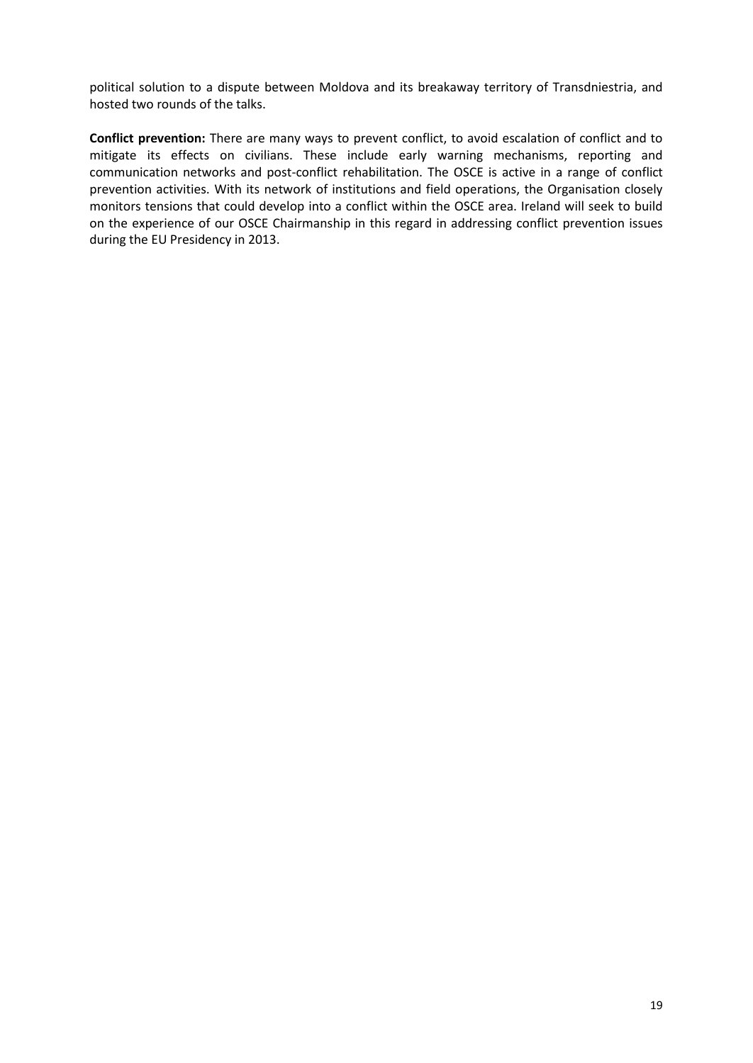political solution to a dispute between Moldova and its breakaway territory of Transdniestria, and hosted two rounds of the talks.

**Conflict prevention:** There are many ways to prevent conflict, to avoid escalation of conflict and to mitigate its effects on civilians. These include early warning mechanisms, reporting and communication networks and post-conflict rehabilitation. The OSCE is active in a range of conflict prevention activities. With its network of institutions and field operations, the Organisation closely monitors tensions that could develop into a conflict within the OSCE area. Ireland will seek to build on the experience of our OSCE Chairmanship in this regard in addressing conflict prevention issues during the EU Presidency in 2013.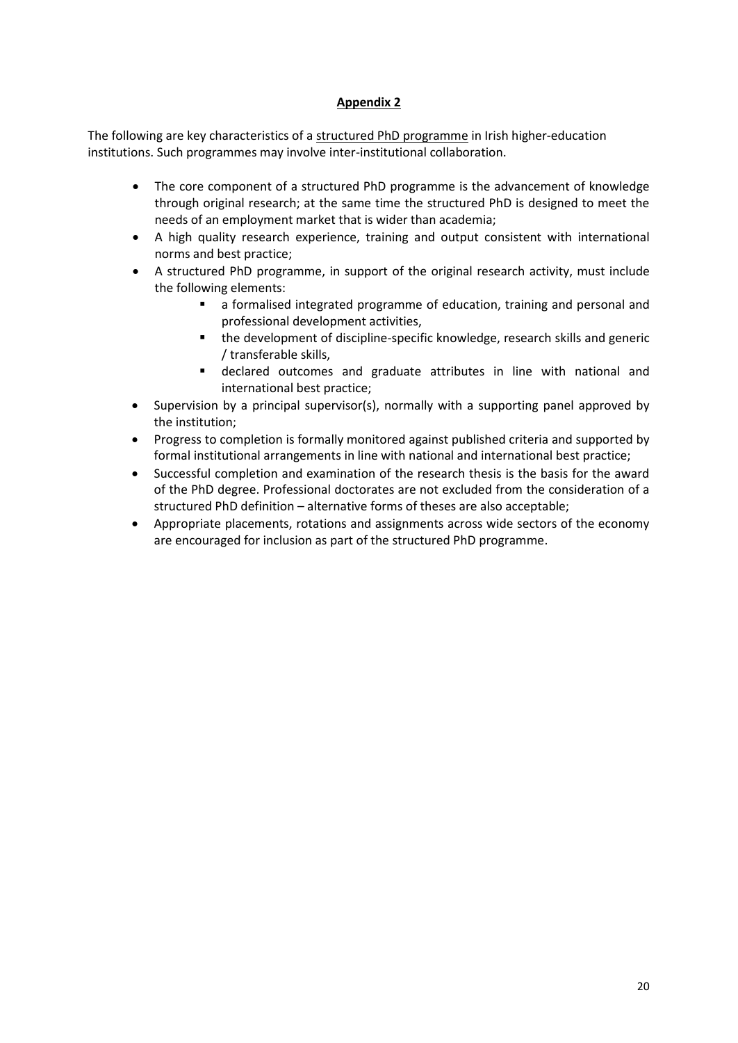## Appendix 2

The following are key characteristics of a structured PhD programme in Irish higher-education institutions. Such programmes may involve inter-institutional collaboration.

- The core component of a structured PhD programme is the advancement of knowledge through original research; at the same time the structured PhD is designed to meet the needs of an employment market that is wider than academia;
- A high quality research experience, training and output consistent with international norms and best practice;
- A structured PhD programme, in support of the original research activity, must include the following elements:
  - a formalised integrated programme of education, training and personal and professional development activities,
  - the development of discipline-specific knowledge, research skills and generic / transferable skills,
  - declared outcomes and graduate attributes in line with national and international best practice;
- Supervision by a principal supervisor(s), normally with a supporting panel approved by the institution;
- Progress to completion is formally monitored against published criteria and supported by formal institutional arrangements in line with national and international best practice;
- Successful completion and examination of the research thesis is the basis for the award of the PhD degree. Professional doctorates are not excluded from the consideration of a structured PhD definition – alternative forms of theses are also acceptable;
- Appropriate placements, rotations and assignments across wide sectors of the economy are encouraged for inclusion as part of the structured PhD programme.